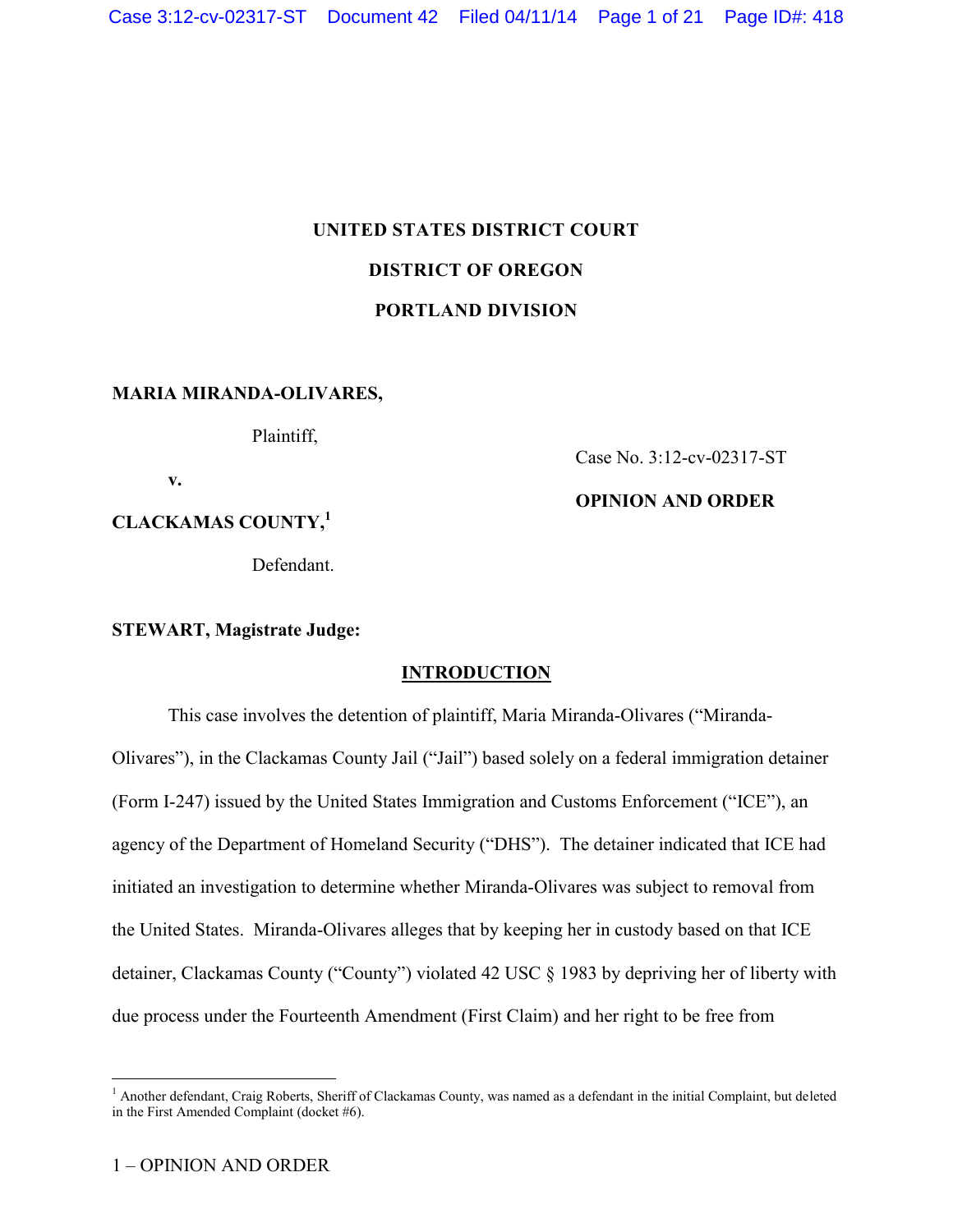**UNITED STATES DISTRICT COURT**

**DISTRICT OF OREGON**

**PORTLAND DIVISION**

**MARIA MIRANDA-OLIVARES,**

Plaintiff,

**v.**

**CLACKAMAS COUNTY,**[1]

Defendant.

Case No. 3:12-cv-02317-ST

**OPINION AND ORDER**

**STEWART, Magistrate Judge:**

## INTRODUCTION

This case involves the detention of plaintiff, Maria Miranda-Olivares ("Miranda-Olivares"), in the Clackamas County Jail ("Jail") based solely on a federal immigration detainer (Form I-247) issued by the United States Immigration and Customs Enforcement ("ICE"), an agency of the Department of Homeland Security ("DHS"). The detainer indicated that ICE had initiated an investigation to determine whether Miranda-Olivares was subject to removal from the United States. Miranda-Olivares alleges that by keeping her in custody based on that ICE detainer, Clackamas County ("County") violated 42 USC § 1983 by depriving her of liberty with due process under the Fourteenth Amendment (First Claim) and her right to be free from

---

[1] Another defendant, Craig Roberts, Sheriff of Clackamas County, was named as a defendant in the initial Complaint, but deleted in the First Amended Complaint (docket #6).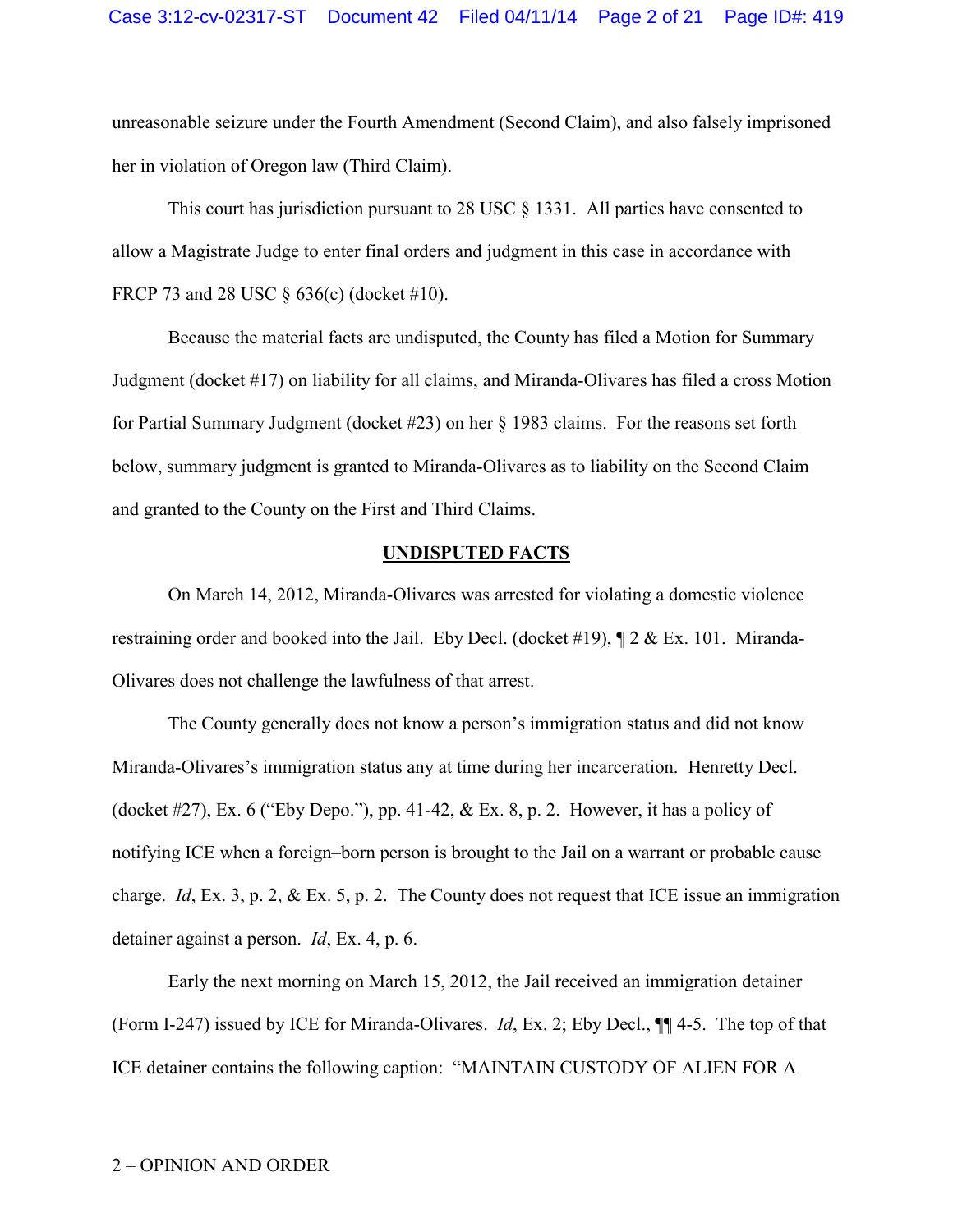unreasonable seizure under the Fourth Amendment (Second Claim), and also falsely imprisoned her in violation of Oregon law (Third Claim).

This court has jurisdiction pursuant to 28 USC § 1331. All parties have consented to allow a Magistrate Judge to enter final orders and judgment in this case in accordance with FRCP 73 and 28 USC § 636(c) (docket #10).

Because the material facts are undisputed, the County has filed a Motion for Summary Judgment (docket #17) on liability for all claims, and Miranda-Olivares has filed a cross Motion for Partial Summary Judgment (docket #23) on her § 1983 claims. For the reasons set forth below, summary judgment is granted to Miranda-Olivares as to liability on the Second Claim and granted to the County on the First and Third Claims.

## UNDISPUTED FACTS

On March 14, 2012, Miranda-Olivares was arrested for violating a domestic violence restraining order and booked into the Jail. Eby Decl. (docket #19), ¶ 2 & Ex. 101. Miranda-Olivares does not challenge the lawfulness of that arrest.

The County generally does not know a person's immigration status and did not know Miranda-Olivares's immigration status any at time during her incarceration. Henretty Decl. (docket #27), Ex. 6 ("Eby Depo."), pp. 41-42, & Ex. 8, p. 2. However, it has a policy of notifying ICE when a foreign–born person is brought to the Jail on a warrant or probable cause charge. *Id*, Ex. 3, p. 2, & Ex. 5, p. 2. The County does not request that ICE issue an immigration detainer against a person. *Id*, Ex. 4, p. 6.

Early the next morning on March 15, 2012, the Jail received an immigration detainer (Form I-247) issued by ICE for Miranda-Olivares. *Id*, Ex. 2; Eby Decl., ¶¶ 4-5. The top of that ICE detainer contains the following caption: "MAINTAIN CUSTODY OF ALIEN FOR A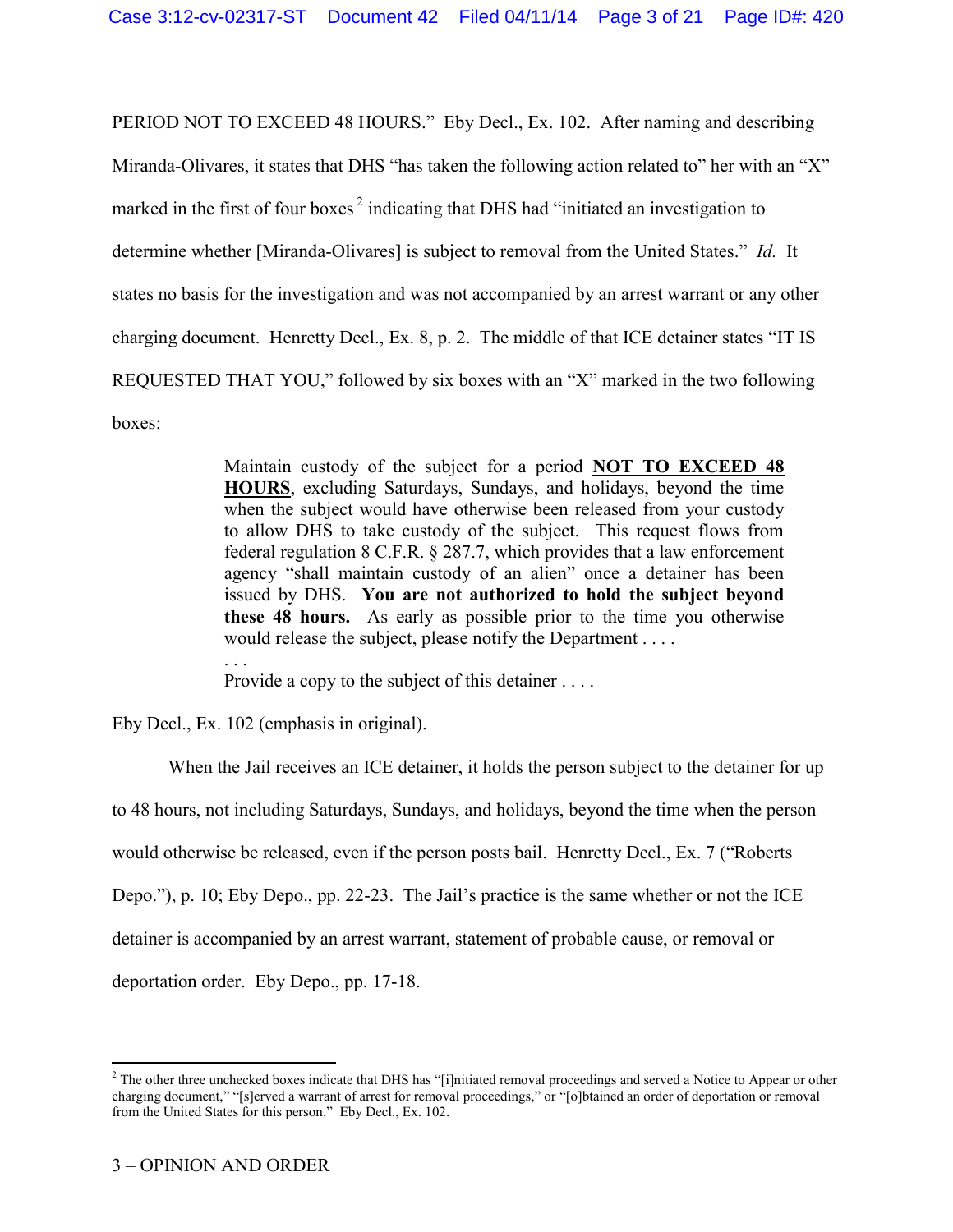PERIOD NOT TO EXCEED 48 HOURS." Eby Decl., Ex. 102. After naming and describing Miranda-Olivares, it states that DHS "has taken the following action related to" her with an "X" marked in the first of four boxes[2] indicating that DHS had "initiated an investigation to determine whether [Miranda-Olivares] is subject to removal from the United States." *Id.* It states no basis for the investigation and was not accompanied by an arrest warrant or any other charging document. Henretty Decl., Ex. 8, p. 2. The middle of that ICE detainer states "IT IS REQUESTED THAT YOU," followed by six boxes with an "X" marked in the two following boxes:

> Maintain custody of the subject for a period **<u>NOT TO EXCEED 48 HOURS</u>**, excluding Saturdays, Sundays, and holidays, beyond the time when the subject would have otherwise been released from your custody to allow DHS to take custody of the subject. This request flows from federal regulation 8 C.F.R. § 287.7, which provides that a law enforcement agency "shall maintain custody of an alien" once a detainer has been issued by DHS. **You are not authorized to hold the subject beyond these 48 hours.** As early as possible prior to the time you otherwise would release the subject, please notify the Department . . . .
>
> . . .
>
> Provide a copy to the subject of this detainer . . . .

Eby Decl., Ex. 102 (emphasis in original).

When the Jail receives an ICE detainer, it holds the person subject to the detainer for up to 48 hours, not including Saturdays, Sundays, and holidays, beyond the time when the person would otherwise be released, even if the person posts bail. Henretty Decl., Ex. 7 ("Roberts Depo."), p. 10; Eby Depo., pp. 22-23. The Jail's practice is the same whether or not the ICE detainer is accompanied by an arrest warrant, statement of probable cause, or removal or deportation order. Eby Depo., pp. 17-18.

---

[2] The other three unchecked boxes indicate that DHS has "[i]nitiated removal proceedings and served a Notice to Appear or other charging document," "[s]erved a warrant of arrest for removal proceedings," or "[o]btained an order of deportation or removal from the United States for this person." Eby Decl., Ex. 102.

3 – OPINION AND ORDER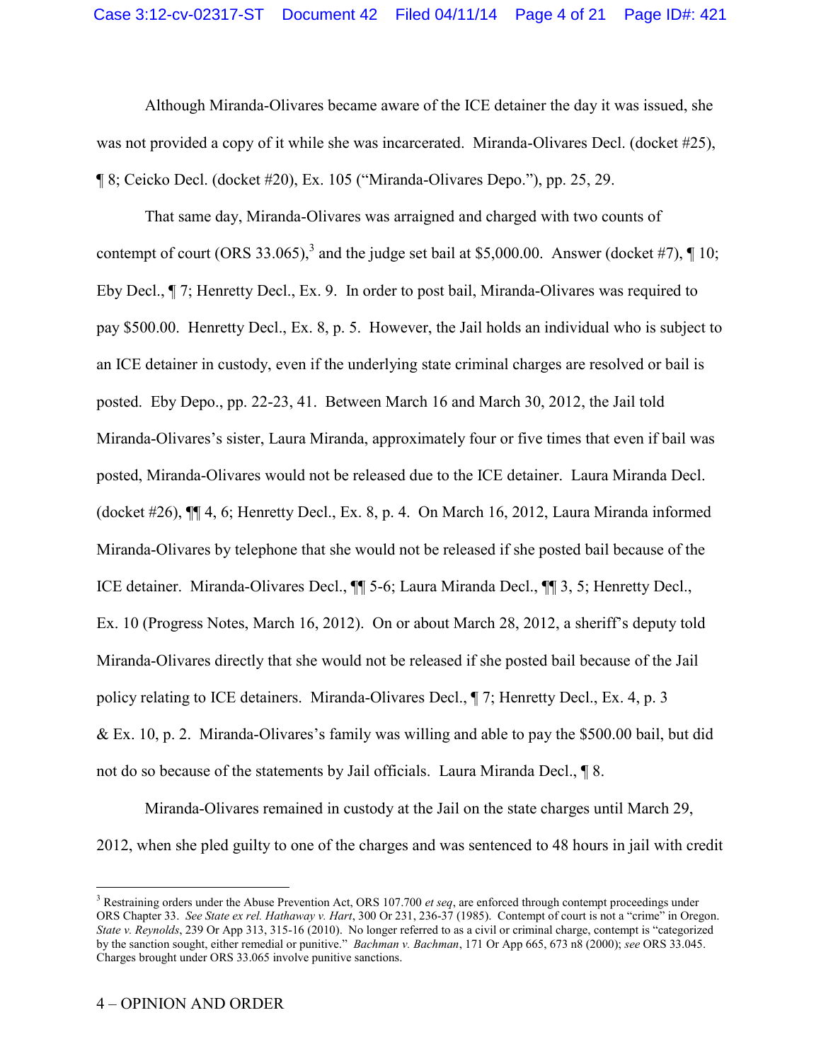Although Miranda-Olivares became aware of the ICE detainer the day it was issued, she was not provided a copy of it while she was incarcerated. Miranda-Olivares Decl. (docket #25), ¶ 8; Ceicko Decl. (docket #20), Ex. 105 ("Miranda-Olivares Depo."), pp. 25, 29.

That same day, Miranda-Olivares was arraigned and charged with two counts of contempt of court (ORS 33.065),[3] and the judge set bail at $5,000.00. Answer (docket #7), ¶ 10; Eby Decl., ¶ 7; Henretty Decl., Ex. 9. In order to post bail, Miranda-Olivares was required to pay $500.00. Henretty Decl., Ex. 8, p. 5. However, the Jail holds an individual who is subject to an ICE detainer in custody, even if the underlying state criminal charges are resolved or bail is posted. Eby Depo., pp. 22-23, 41. Between March 16 and March 30, 2012, the Jail told Miranda-Olivares's sister, Laura Miranda, approximately four or five times that even if bail was posted, Miranda-Olivares would not be released due to the ICE detainer. Laura Miranda Decl. (docket #26), ¶¶ 4, 6; Henretty Decl., Ex. 8, p. 4. On March 16, 2012, Laura Miranda informed Miranda-Olivares by telephone that she would not be released if she posted bail because of the ICE detainer. Miranda-Olivares Decl., ¶¶ 5-6; Laura Miranda Decl., ¶¶ 3, 5; Henretty Decl., Ex. 10 (Progress Notes, March 16, 2012). On or about March 28, 2012, a sheriff's deputy told Miranda-Olivares directly that she would not be released if she posted bail because of the Jail policy relating to ICE detainers. Miranda-Olivares Decl., ¶ 7; Henretty Decl., Ex. 4, p. 3 & Ex. 10, p. 2. Miranda-Olivares's family was willing and able to pay the $500.00 bail, but did not do so because of the statements by Jail officials. Laura Miranda Decl., ¶ 8.

Miranda-Olivares remained in custody at the Jail on the state charges until March 29, 2012, when she pled guilty to one of the charges and was sentenced to 48 hours in jail with credit

---

[3] Restraining orders under the Abuse Prevention Act, ORS 107.700 *et seq*, are enforced through contempt proceedings under ORS Chapter 33. *See State ex rel. Hathaway v. Hart*, 300 Or 231, 236-37 (1985). Contempt of court is not a "crime" in Oregon. *State v. Reynolds*, 239 Or App 313, 315-16 (2010). No longer referred to as a civil or criminal charge, contempt is "categorized by the sanction sought, either remedial or punitive." *Bachman v. Bachman*, 171 Or App 665, 673 n8 (2000); *see* ORS 33.045. Charges brought under ORS 33.065 involve punitive sanctions.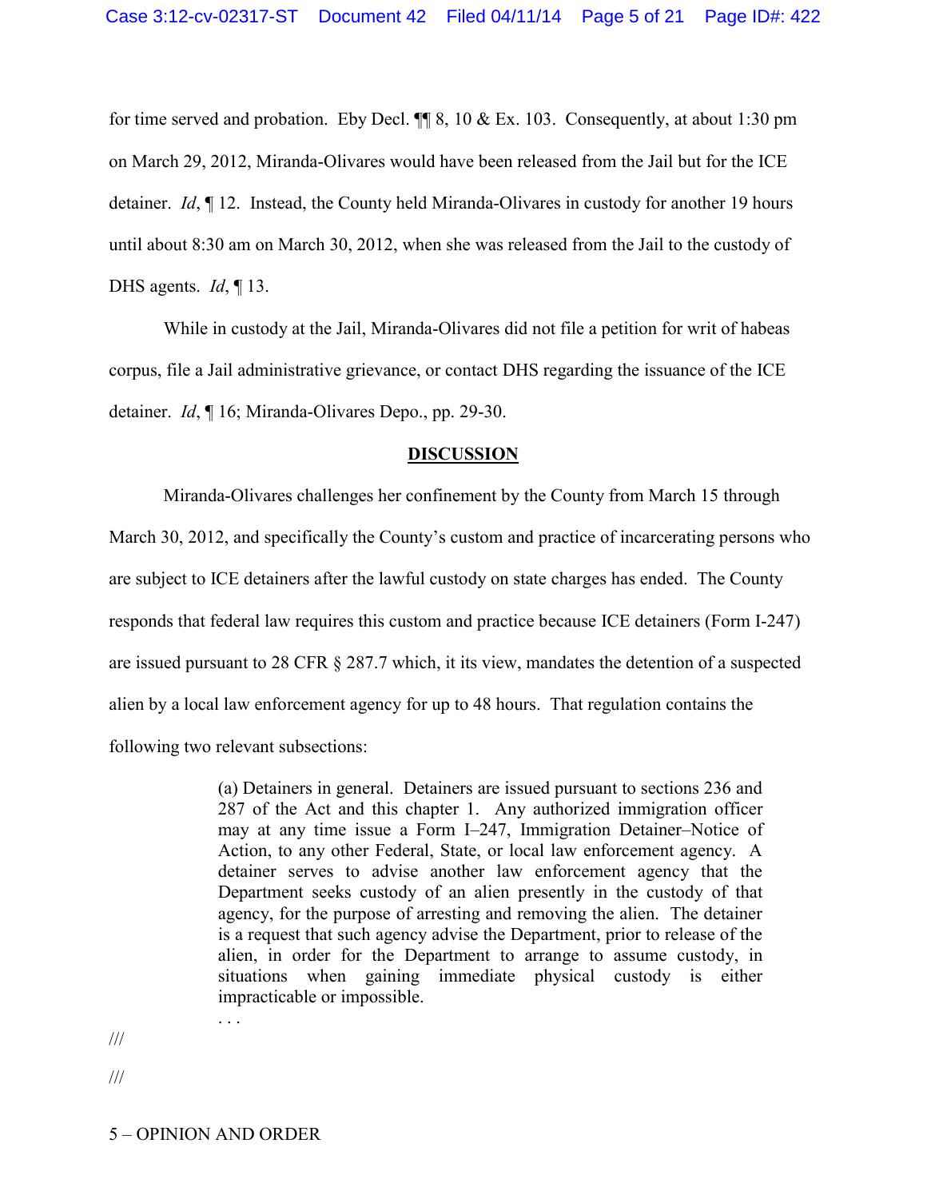for time served and probation. Eby Decl. ¶¶ 8, 10 & Ex. 103. Consequently, at about 1:30 pm on March 29, 2012, Miranda-Olivares would have been released from the Jail but for the ICE detainer. *Id*, ¶ 12. Instead, the County held Miranda-Olivares in custody for another 19 hours until about 8:30 am on March 30, 2012, when she was released from the Jail to the custody of DHS agents. *Id*, ¶ 13.

While in custody at the Jail, Miranda-Olivares did not file a petition for writ of habeas corpus, file a Jail administrative grievance, or contact DHS regarding the issuance of the ICE detainer. *Id*, ¶ 16; Miranda-Olivares Depo., pp. 29-30.

## DISCUSSION

Miranda-Olivares challenges her confinement by the County from March 15 through March 30, 2012, and specifically the County's custom and practice of incarcerating persons who are subject to ICE detainers after the lawful custody on state charges has ended. The County responds that federal law requires this custom and practice because ICE detainers (Form I-247) are issued pursuant to 28 CFR § 287.7 which, it its view, mandates the detention of a suspected alien by a local law enforcement agency for up to 48 hours. That regulation contains the following two relevant subsections:

> (a) Detainers in general. Detainers are issued pursuant to sections 236 and 287 of the Act and this chapter 1. Any authorized immigration officer may at any time issue a Form I–247, Immigration Detainer–Notice of Action, to any other Federal, State, or local law enforcement agency. A detainer serves to advise another law enforcement agency that the Department seeks custody of an alien presently in the custody of that agency, for the purpose of arresting and removing the alien. The detainer is a request that such agency advise the Department, prior to release of the alien, in order for the Department to arrange to assume custody, in situations when gaining immediate physical custody is either impracticable or impossible.
>
> . . .

///

///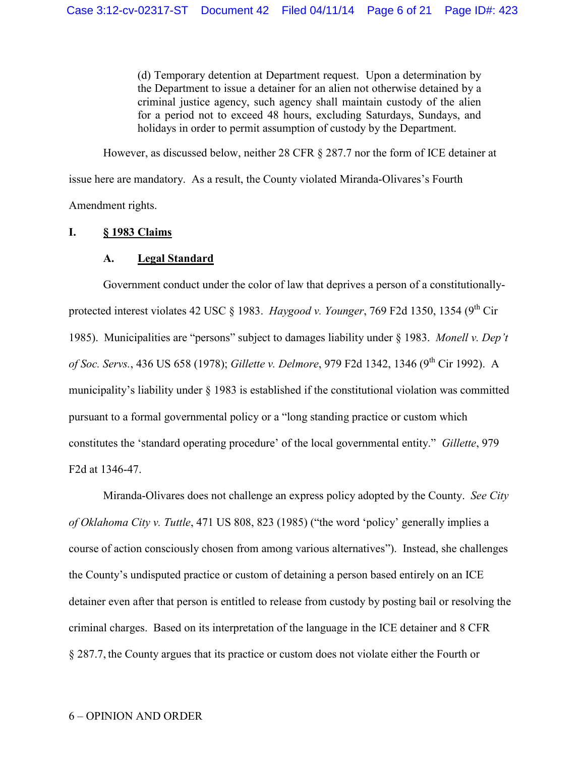> (d) Temporary detention at Department request. Upon a determination by the Department to issue a detainer for an alien not otherwise detained by a criminal justice agency, such agency shall maintain custody of the alien for a period not to exceed 48 hours, excluding Saturdays, Sundays, and holidays in order to permit assumption of custody by the Department.

However, as discussed below, neither 28 CFR § 287.7 nor the form of ICE detainer at issue here are mandatory. As a result, the County violated Miranda-Olivares's Fourth Amendment rights.

## I. § 1983 Claims

### A. Legal Standard

Government conduct under the color of law that deprives a person of a constitutionally-protected interest violates 42 USC § 1983. *Haygood v. Younger*, 769 F2d 1350, 1354 (9th Cir 1985). Municipalities are "persons" subject to damages liability under § 1983. *Monell v. Dep't of Soc. Servs.*, 436 US 658 (1978); *Gillette v. Delmore*, 979 F2d 1342, 1346 (9th Cir 1992). A municipality's liability under § 1983 is established if the constitutional violation was committed pursuant to a formal governmental policy or a "long standing practice or custom which constitutes the 'standard operating procedure' of the local governmental entity." *Gillette*, 979 F2d at 1346-47.

Miranda-Olivares does not challenge an express policy adopted by the County. *See City of Oklahoma City v. Tuttle*, 471 US 808, 823 (1985) ("the word 'policy' generally implies a course of action consciously chosen from among various alternatives"). Instead, she challenges the County's undisputed practice or custom of detaining a person based entirely on an ICE detainer even after that person is entitled to release from custody by posting bail or resolving the criminal charges. Based on its interpretation of the language in the ICE detainer and 8 CFR § 287.7, the County argues that its practice or custom does not violate either the Fourth or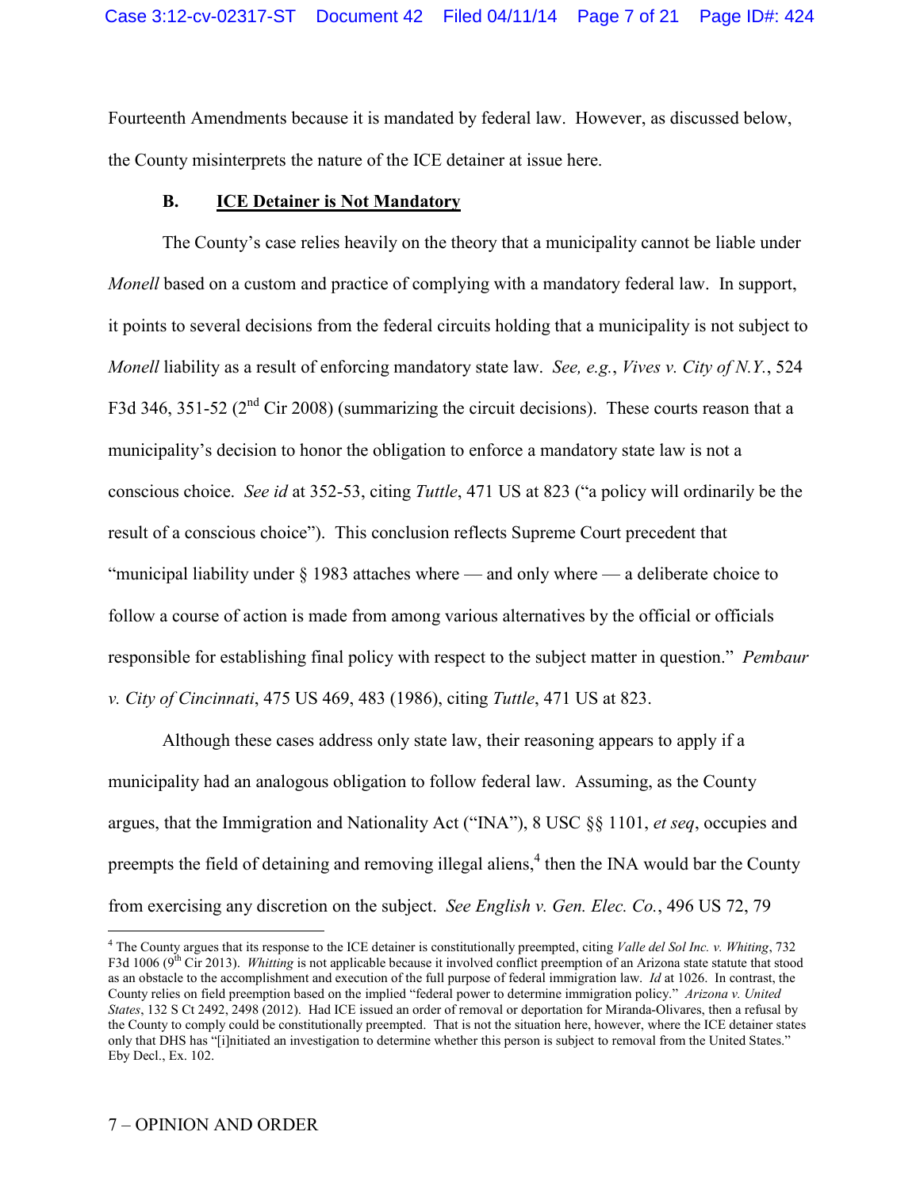Fourteenth Amendments because it is mandated by federal law. However, as discussed below, the County misinterprets the nature of the ICE detainer at issue here.

### B. ICE Detainer is Not Mandatory

The County's case relies heavily on the theory that a municipality cannot be liable under *Monell* based on a custom and practice of complying with a mandatory federal law. In support, it points to several decisions from the federal circuits holding that a municipality is not subject to *Monell* liability as a result of enforcing mandatory state law. *See, e.g.*, *Vives v. City of N.Y.*, 524 F3d 346, 351-52 (2nd Cir 2008) (summarizing the circuit decisions). These courts reason that a municipality's decision to honor the obligation to enforce a mandatory state law is not a conscious choice. *See id* at 352-53, citing *Tuttle*, 471 US at 823 ("a policy will ordinarily be the result of a conscious choice"). This conclusion reflects Supreme Court precedent that "municipal liability under § 1983 attaches where — and only where — a deliberate choice to follow a course of action is made from among various alternatives by the official or officials responsible for establishing final policy with respect to the subject matter in question." *Pembaur v. City of Cincinnati*, 475 US 469, 483 (1986), citing *Tuttle*, 471 US at 823.

Although these cases address only state law, their reasoning appears to apply if a municipality had an analogous obligation to follow federal law. Assuming, as the County argues, that the Immigration and Nationality Act ("INA"), 8 USC §§ 1101, *et seq*, occupies and preempts the field of detaining and removing illegal aliens,[4] then the INA would bar the County from exercising any discretion on the subject. *See English v. Gen. Elec. Co.*, 496 US 72, 79

---

[4] The County argues that its response to the ICE detainer is constitutionally preempted, citing *Valle del Sol Inc. v. Whiting*, 732 F3d 1006 (9th Cir 2013). *Whitting* is not applicable because it involved conflict preemption of an Arizona state statute that stood as an obstacle to the accomplishment and execution of the full purpose of federal immigration law. *Id* at 1026. In contrast, the County relies on field preemption based on the implied "federal power to determine immigration policy." *Arizona v. United States*, 132 S Ct 2492, 2498 (2012). Had ICE issued an order of removal or deportation for Miranda-Olivares, then a refusal by the County to comply could be constitutionally preempted. That is not the situation here, however, where the ICE detainer states only that DHS has "[i]nitiated an investigation to determine whether this person is subject to removal from the United States." Eby Decl., Ex. 102.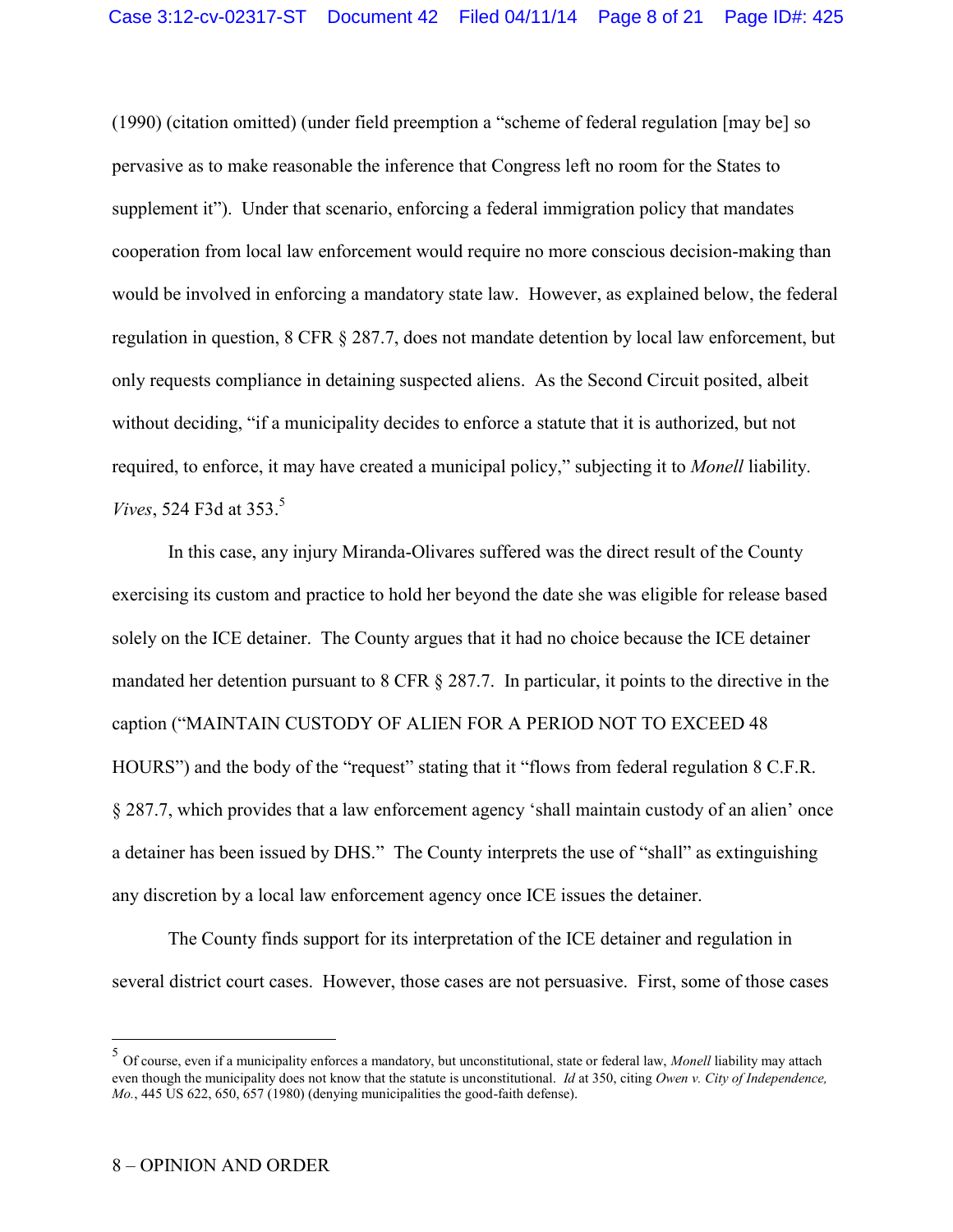(1990) (citation omitted) (under field preemption a "scheme of federal regulation [may be] so pervasive as to make reasonable the inference that Congress left no room for the States to supplement it"). Under that scenario, enforcing a federal immigration policy that mandates cooperation from local law enforcement would require no more conscious decision-making than would be involved in enforcing a mandatory state law. However, as explained below, the federal regulation in question, 8 CFR § 287.7, does not mandate detention by local law enforcement, but only requests compliance in detaining suspected aliens. As the Second Circuit posited, albeit without deciding, "if a municipality decides to enforce a statute that it is authorized, but not required, to enforce, it may have created a municipal policy," subjecting it to *Monell* liability. *Vives*, 524 F3d at 353.[5]

In this case, any injury Miranda-Olivares suffered was the direct result of the County exercising its custom and practice to hold her beyond the date she was eligible for release based solely on the ICE detainer. The County argues that it had no choice because the ICE detainer mandated her detention pursuant to 8 CFR § 287.7. In particular, it points to the directive in the caption ("MAINTAIN CUSTODY OF ALIEN FOR A PERIOD NOT TO EXCEED 48 HOURS") and the body of the "request" stating that it "flows from federal regulation 8 C.F.R. § 287.7, which provides that a law enforcement agency 'shall maintain custody of an alien' once a detainer has been issued by DHS." The County interprets the use of "shall" as extinguishing any discretion by a local law enforcement agency once ICE issues the detainer.

The County finds support for its interpretation of the ICE detainer and regulation in several district court cases. However, those cases are not persuasive. First, some of those cases

---

[5] Of course, even if a municipality enforces a mandatory, but unconstitutional, state or federal law, *Monell* liability may attach even though the municipality does not know that the statute is unconstitutional. *Id* at 350, citing *Owen v. City of Independence, Mo.*, 445 US 622, 650, 657 (1980) (denying municipalities the good-faith defense).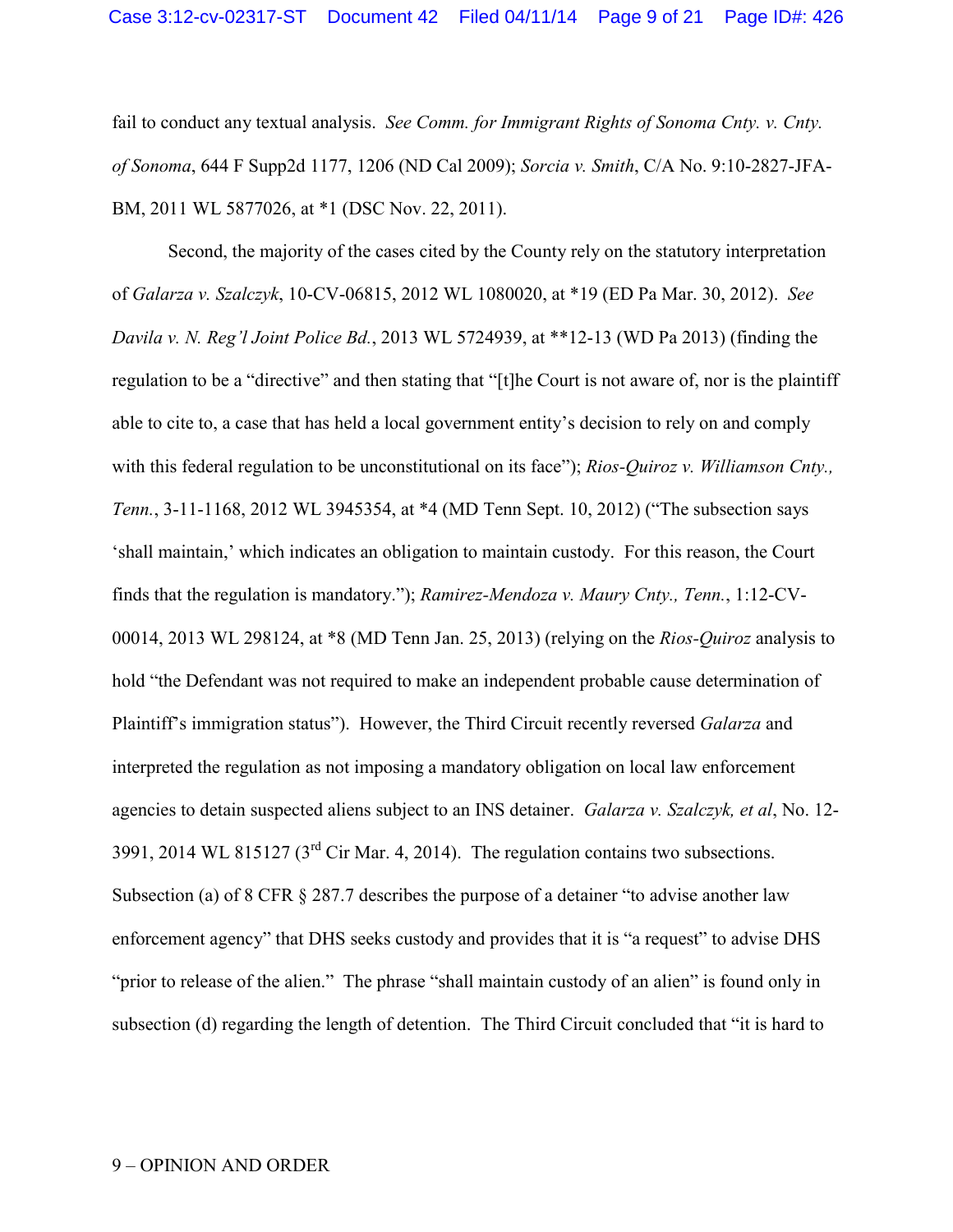fail to conduct any textual analysis. *See Comm. for Immigrant Rights of Sonoma Cnty. v. Cnty. of Sonoma*, 644 F Supp2d 1177, 1206 (ND Cal 2009); *Sorcia v. Smith*, C/A No. 9:10-2827-JFA-BM, 2011 WL 5877026, at *1 (DSC Nov. 22, 2011).

Second, the majority of the cases cited by the County rely on the statutory interpretation of *Galarza v. Szalczyk*, 10-CV-06815, 2012 WL 1080020, at *19 (ED Pa Mar. 30, 2012). *See Davila v. N. Reg'l Joint Police Bd.*, 2013 WL 5724939, at **12-13 (WD Pa 2013) (finding the regulation to be a "directive" and then stating that "[t]he Court is not aware of, nor is the plaintiff able to cite to, a case that has held a local government entity's decision to rely on and comply with this federal regulation to be unconstitutional on its face"); *Rios-Quiroz v. Williamson Cnty., Tenn.*, 3-11-1168, 2012 WL 3945354, at *4 (MD Tenn Sept. 10, 2012) ("The subsection says 'shall maintain,' which indicates an obligation to maintain custody. For this reason, the Court finds that the regulation is mandatory."); *Ramirez-Mendoza v. Maury Cnty., Tenn.*, 1:12-CV-00014, 2013 WL 298124, at *8 (MD Tenn Jan. 25, 2013) (relying on the *Rios-Quiroz* analysis to hold "the Defendant was not required to make an independent probable cause determination of Plaintiff's immigration status"). However, the Third Circuit recently reversed *Galarza* and interpreted the regulation as not imposing a mandatory obligation on local law enforcement agencies to detain suspected aliens subject to an INS detainer. *Galarza v. Szalczyk, et al*, No. 12-3991, 2014 WL 815127 (3rd Cir Mar. 4, 2014). The regulation contains two subsections. Subsection (a) of 8 CFR § 287.7 describes the purpose of a detainer "to advise another law enforcement agency" that DHS seeks custody and provides that it is "a request" to advise DHS "prior to release of the alien." The phrase "shall maintain custody of an alien" is found only in subsection (d) regarding the length of detention. The Third Circuit concluded that "it is hard to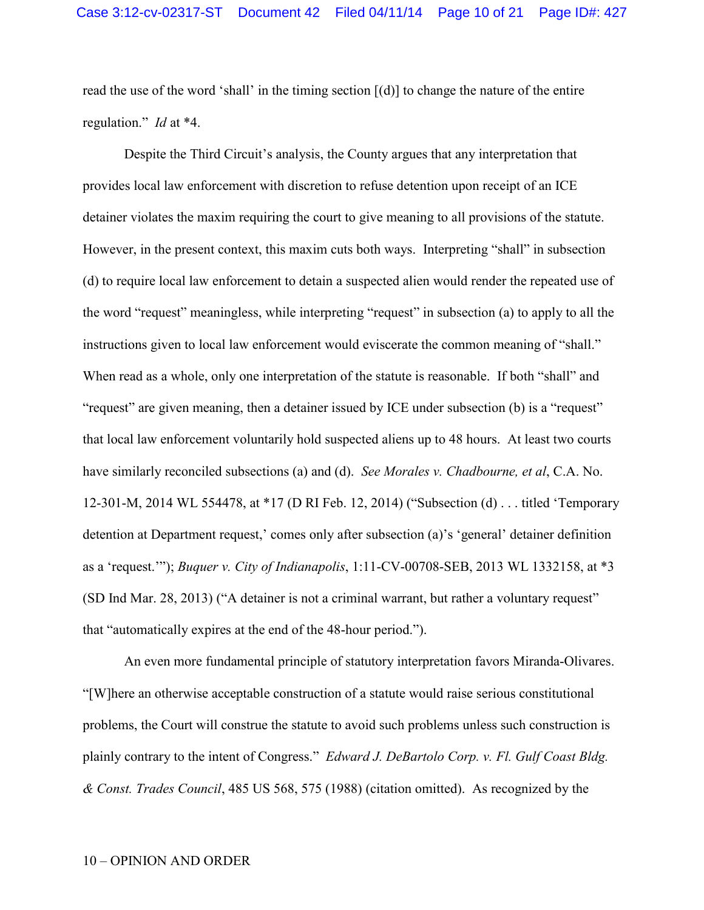read the use of the word 'shall' in the timing section [(d)] to change the nature of the entire regulation." *Id* at *4.

Despite the Third Circuit's analysis, the County argues that any interpretation that provides local law enforcement with discretion to refuse detention upon receipt of an ICE detainer violates the maxim requiring the court to give meaning to all provisions of the statute. However, in the present context, this maxim cuts both ways. Interpreting "shall" in subsection (d) to require local law enforcement to detain a suspected alien would render the repeated use of the word "request" meaningless, while interpreting "request" in subsection (a) to apply to all the instructions given to local law enforcement would eviscerate the common meaning of "shall." When read as a whole, only one interpretation of the statute is reasonable. If both "shall" and "request" are given meaning, then a detainer issued by ICE under subsection (b) is a "request" that local law enforcement voluntarily hold suspected aliens up to 48 hours. At least two courts have similarly reconciled subsections (a) and (d). *See Morales v. Chadbourne, et al*, C.A. No. 12-301-M, 2014 WL 554478, at *17 (D RI Feb. 12, 2014) ("Subsection (d) . . . titled 'Temporary detention at Department request,' comes only after subsection (a)'s 'general' detainer definition as a 'request.'"); *Buquer v. City of Indianapolis*, 1:11-CV-00708-SEB, 2013 WL 1332158, at *3 (SD Ind Mar. 28, 2013) ("A detainer is not a criminal warrant, but rather a voluntary request" that "automatically expires at the end of the 48-hour period.").

An even more fundamental principle of statutory interpretation favors Miranda-Olivares. "[W]here an otherwise acceptable construction of a statute would raise serious constitutional problems, the Court will construe the statute to avoid such problems unless such construction is plainly contrary to the intent of Congress." *Edward J. DeBartolo Corp. v. Fl. Gulf Coast Bldg. & Const. Trades Council*, 485 US 568, 575 (1988) (citation omitted). As recognized by the

10 – OPINION AND ORDER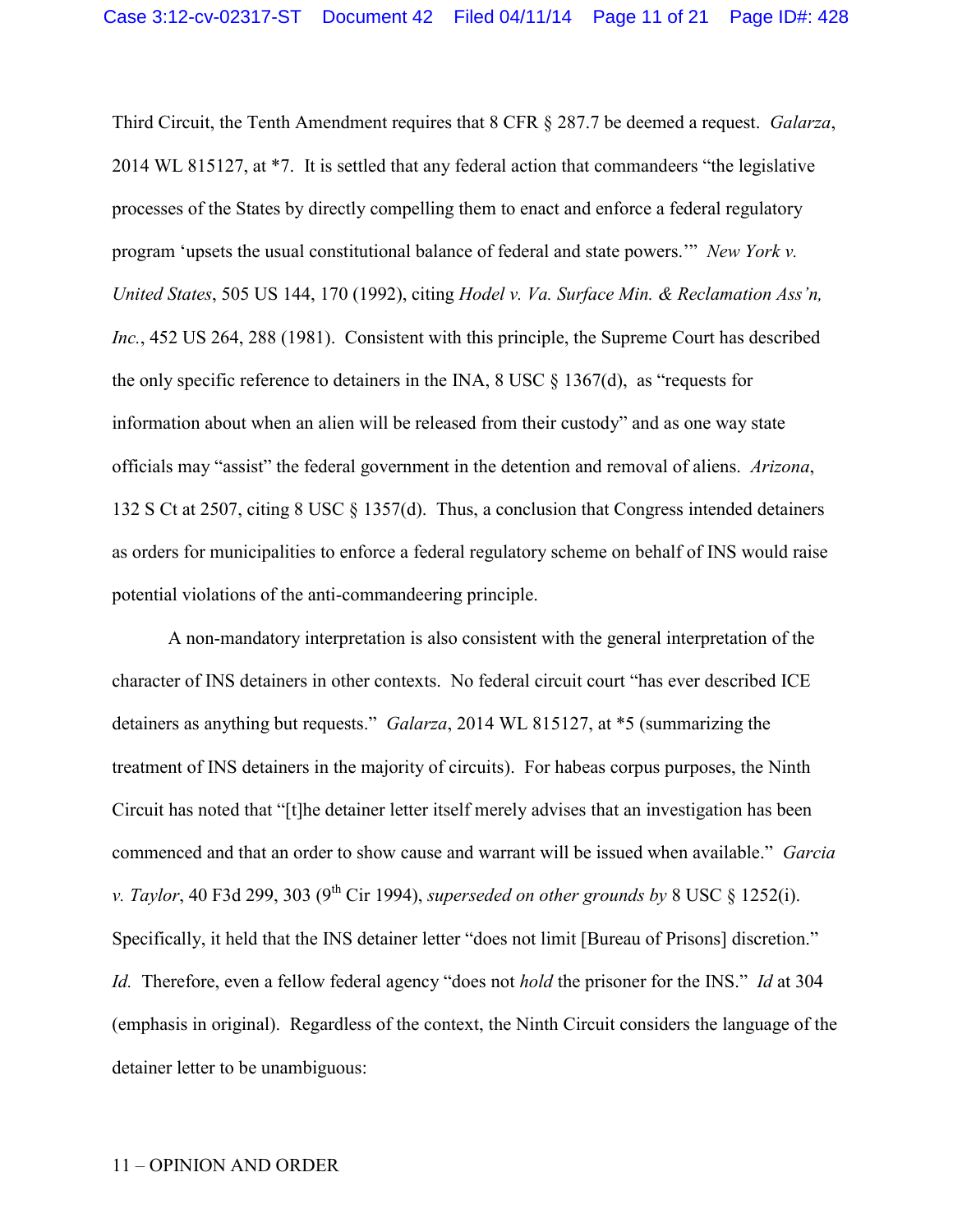Third Circuit, the Tenth Amendment requires that 8 CFR § 287.7 be deemed a request. *Galarza*, 2014 WL 815127, at *7. It is settled that any federal action that commandeers "the legislative processes of the States by directly compelling them to enact and enforce a federal regulatory program 'upsets the usual constitutional balance of federal and state powers.'" *New York v. United States*, 505 US 144, 170 (1992), citing *Hodel v. Va. Surface Min. & Reclamation Ass'n, Inc.*, 452 US 264, 288 (1981). Consistent with this principle, the Supreme Court has described the only specific reference to detainers in the INA, 8 USC § 1367(d), as "requests for information about when an alien will be released from their custody" and as one way state officials may "assist" the federal government in the detention and removal of aliens. *Arizona*, 132 S Ct at 2507, citing 8 USC § 1357(d). Thus, a conclusion that Congress intended detainers as orders for municipalities to enforce a federal regulatory scheme on behalf of INS would raise potential violations of the anti-commandeering principle.

A non-mandatory interpretation is also consistent with the general interpretation of the character of INS detainers in other contexts. No federal circuit court "has ever described ICE detainers as anything but requests." *Galarza*, 2014 WL 815127, at *5 (summarizing the treatment of INS detainers in the majority of circuits). For habeas corpus purposes, the Ninth Circuit has noted that "[t]he detainer letter itself merely advises that an investigation has been commenced and that an order to show cause and warrant will be issued when available." *Garcia v. Taylor*, 40 F3d 299, 303 (9th Cir 1994), *superseded on other grounds by* 8 USC § 1252(i). Specifically, it held that the INS detainer letter "does not limit [Bureau of Prisons] discretion." *Id.* Therefore, even a fellow federal agency "does not *hold* the prisoner for the INS." *Id* at 304 (emphasis in original). Regardless of the context, the Ninth Circuit considers the language of the detainer letter to be unambiguous:

11 – OPINION AND ORDER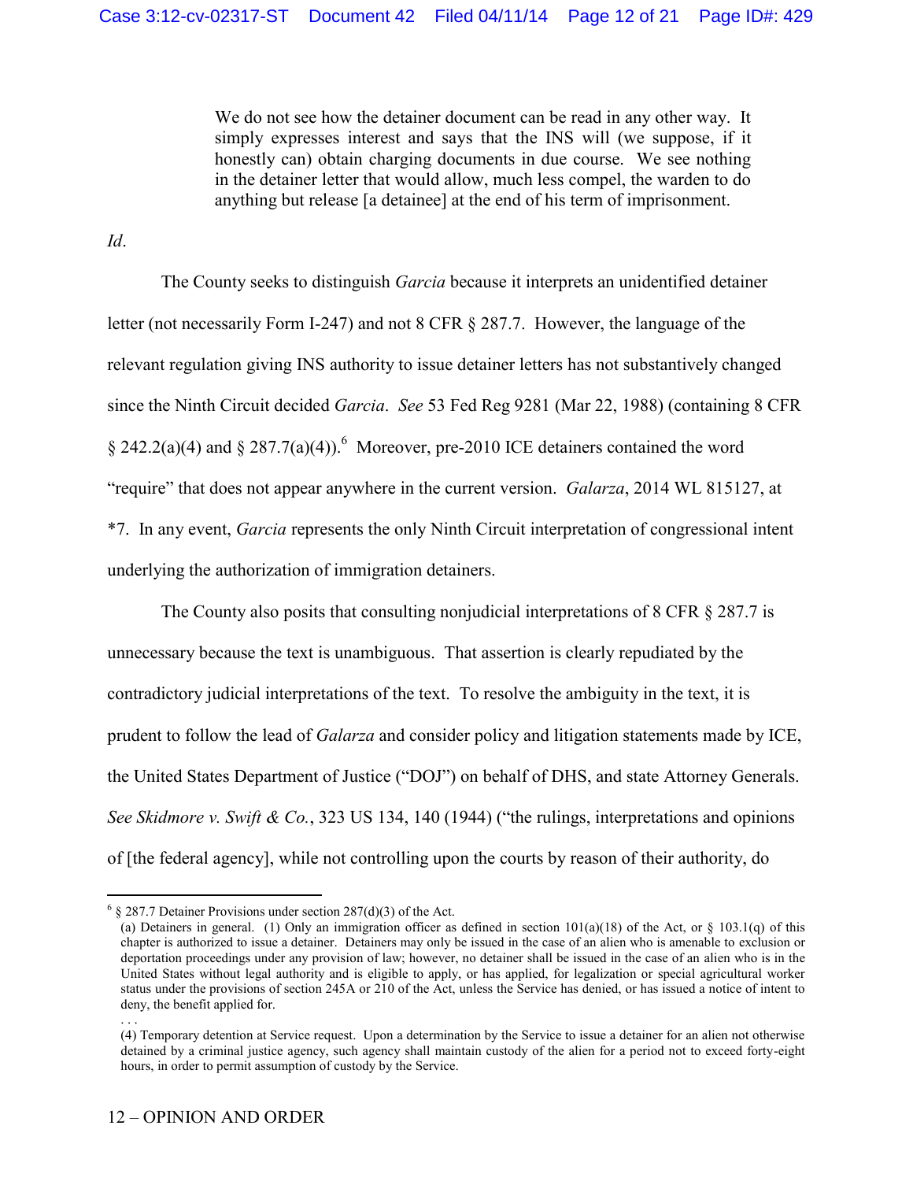> We do not see how the detainer document can be read in any other way. It simply expresses interest and says that the INS will (we suppose, if it honestly can) obtain charging documents in due course. We see nothing in the detainer letter that would allow, much less compel, the warden to do anything but release [a detainee] at the end of his term of imprisonment.

*Id*.

The County seeks to distinguish *Garcia* because it interprets an unidentified detainer letter (not necessarily Form I-247) and not 8 CFR § 287.7. However, the language of the relevant regulation giving INS authority to issue detainer letters has not substantively changed since the Ninth Circuit decided *Garcia*. *See* 53 Fed Reg 9281 (Mar 22, 1988) (containing 8 CFR § 242.2(a)(4) and § 287.7(a)(4)).[6] Moreover, pre-2010 ICE detainers contained the word "require" that does not appear anywhere in the current version. *Galarza*, 2014 WL 815127, at *7. In any event, *Garcia* represents the only Ninth Circuit interpretation of congressional intent underlying the authorization of immigration detainers.

The County also posits that consulting nonjudicial interpretations of 8 CFR § 287.7 is unnecessary because the text is unambiguous. That assertion is clearly repudiated by the contradictory judicial interpretations of the text. To resolve the ambiguity in the text, it is prudent to follow the lead of *Galarza* and consider policy and litigation statements made by ICE, the United States Department of Justice ("DOJ") on behalf of DHS, and state Attorney Generals. *See Skidmore v. Swift & Co.*, 323 US 134, 140 (1944) ("the rulings, interpretations and opinions of [the federal agency], while not controlling upon the courts by reason of their authority, do

---

[6] § 287.7 Detainer Provisions under section 287(d)(3) of the Act.

(a) Detainers in general. (1) Only an immigration officer as defined in section 101(a)(18) of the Act, or § 103.1(q) of this chapter is authorized to issue a detainer. Detainers may only be issued in the case of an alien who is amenable to exclusion or deportation proceedings under any provision of law; however, no detainer shall be issued in the case of an alien who is in the United States without legal authority and is eligible to apply, or has applied, for legalization or special agricultural worker status under the provisions of section 245A or 210 of the Act, unless the Service has denied, or has issued a notice of intent to deny, the benefit applied for.

. . .

(4) Temporary detention at Service request. Upon a determination by the Service to issue a detainer for an alien not otherwise detained by a criminal justice agency, such agency shall maintain custody of the alien for a period not to exceed forty-eight hours, in order to permit assumption of custody by the Service.

12 – OPINION AND ORDER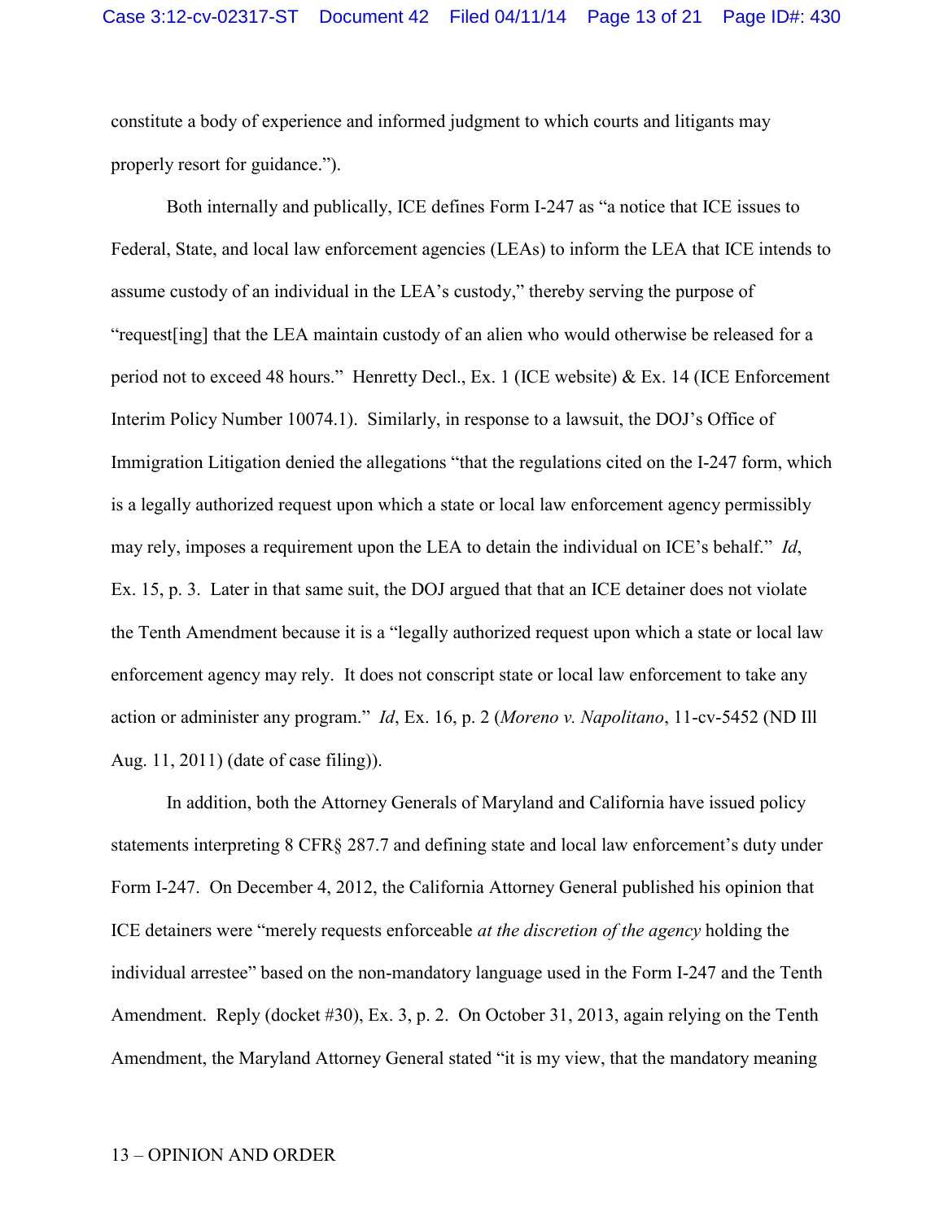constitute a body of experience and informed judgment to which courts and litigants may properly resort for guidance.").

Both internally and publically, ICE defines Form I-247 as "a notice that ICE issues to Federal, State, and local law enforcement agencies (LEAs) to inform the LEA that ICE intends to assume custody of an individual in the LEA's custody," thereby serving the purpose of "request[ing] that the LEA maintain custody of an alien who would otherwise be released for a period not to exceed 48 hours." Henretty Decl., Ex. 1 (ICE website) & Ex. 14 (ICE Enforcement Interim Policy Number 10074.1). Similarly, in response to a lawsuit, the DOJ's Office of Immigration Litigation denied the allegations "that the regulations cited on the I-247 form, which is a legally authorized request upon which a state or local law enforcement agency permissibly may rely, imposes a requirement upon the LEA to detain the individual on ICE's behalf." *Id*, Ex. 15, p. 3. Later in that same suit, the DOJ argued that that an ICE detainer does not violate the Tenth Amendment because it is a "legally authorized request upon which a state or local law enforcement agency may rely. It does not conscript state or local law enforcement to take any action or administer any program." *Id*, Ex. 16, p. 2 (*Moreno v. Napolitano*, 11-cv-5452 (ND Ill Aug. 11, 2011) (date of case filing)).

In addition, both the Attorney Generals of Maryland and California have issued policy statements interpreting 8 CFR§ 287.7 and defining state and local law enforcement's duty under Form I-247. On December 4, 2012, the California Attorney General published his opinion that ICE detainers were "merely requests enforceable *at the discretion of the agency* holding the individual arrestee" based on the non-mandatory language used in the Form I-247 and the Tenth Amendment. Reply (docket #30), Ex. 3, p. 2. On October 31, 2013, again relying on the Tenth Amendment, the Maryland Attorney General stated "it is my view, that the mandatory meaning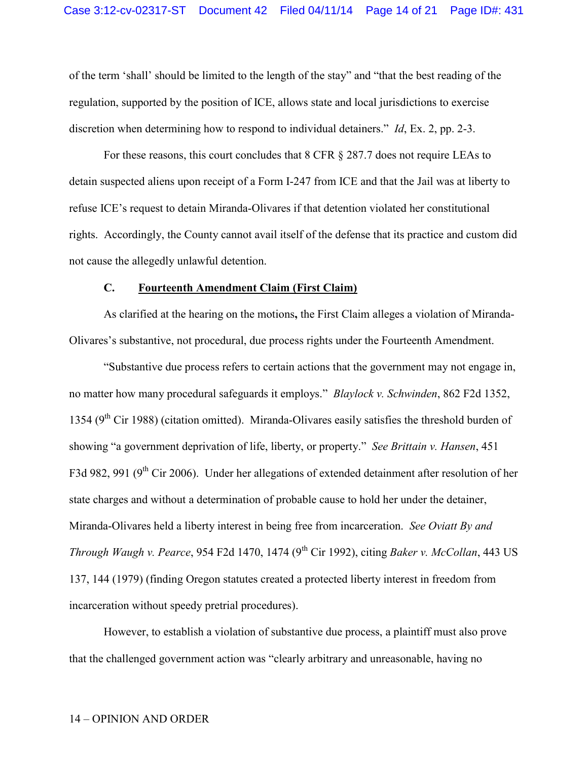of the term 'shall' should be limited to the length of the stay" and "that the best reading of the regulation, supported by the position of ICE, allows state and local jurisdictions to exercise discretion when determining how to respond to individual detainers." *Id*, Ex. 2, pp. 2-3.

For these reasons, this court concludes that 8 CFR § 287.7 does not require LEAs to detain suspected aliens upon receipt of a Form I-247 from ICE and that the Jail was at liberty to refuse ICE's request to detain Miranda-Olivares if that detention violated her constitutional rights. Accordingly, the County cannot avail itself of the defense that its practice and custom did not cause the allegedly unlawful detention.

### C. Fourteenth Amendment Claim (First Claim)

As clarified at the hearing on the motions**,** the First Claim alleges a violation of Miranda-Olivares's substantive, not procedural, due process rights under the Fourteenth Amendment.

"Substantive due process refers to certain actions that the government may not engage in, no matter how many procedural safeguards it employs." *Blaylock v. Schwinden*, 862 F2d 1352, 1354 (9th Cir 1988) (citation omitted). Miranda-Olivares easily satisfies the threshold burden of showing "a government deprivation of life, liberty, or property." *See Brittain v. Hansen*, 451 F3d 982, 991 (9th Cir 2006). Under her allegations of extended detainment after resolution of her state charges and without a determination of probable cause to hold her under the detainer, Miranda-Olivares held a liberty interest in being free from incarceration. *See Oviatt By and Through Waugh v. Pearce*, 954 F2d 1470, 1474 (9th Cir 1992), citing *Baker v. McCollan*, 443 US 137, 144 (1979) (finding Oregon statutes created a protected liberty interest in freedom from incarceration without speedy pretrial procedures).

However, to establish a violation of substantive due process, a plaintiff must also prove that the challenged government action was "clearly arbitrary and unreasonable, having no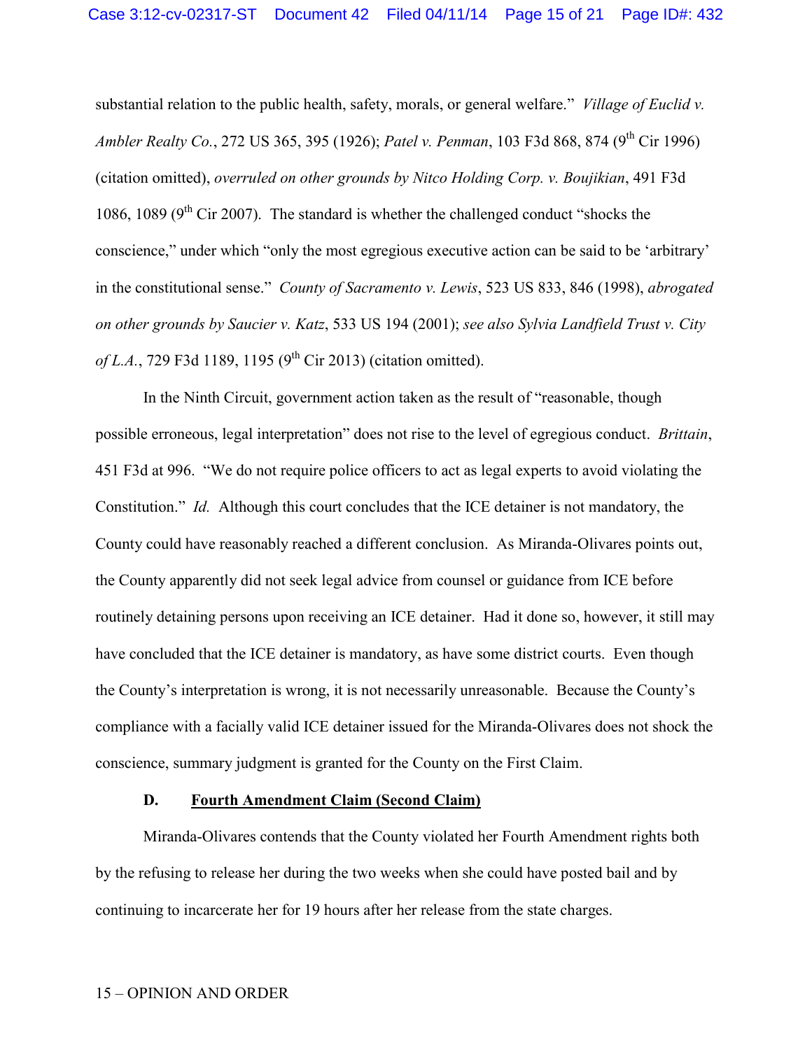substantial relation to the public health, safety, morals, or general welfare." *Village of Euclid v. Ambler Realty Co.*, 272 US 365, 395 (1926); *Patel v. Penman*, 103 F3d 868, 874 (9th Cir 1996) (citation omitted), *overruled on other grounds by Nitco Holding Corp. v. Boujikian*, 491 F3d 1086, 1089 (9th Cir 2007). The standard is whether the challenged conduct "shocks the conscience," under which "only the most egregious executive action can be said to be 'arbitrary' in the constitutional sense." *County of Sacramento v. Lewis*, 523 US 833, 846 (1998), *abrogated on other grounds by Saucier v. Katz*, 533 US 194 (2001); *see also Sylvia Landfield Trust v. City of L.A.*, 729 F3d 1189, 1195 (9th Cir 2013) (citation omitted).

In the Ninth Circuit, government action taken as the result of "reasonable, though possible erroneous, legal interpretation" does not rise to the level of egregious conduct. *Brittain*, 451 F3d at 996. "We do not require police officers to act as legal experts to avoid violating the Constitution." *Id.* Although this court concludes that the ICE detainer is not mandatory, the County could have reasonably reached a different conclusion. As Miranda-Olivares points out, the County apparently did not seek legal advice from counsel or guidance from ICE before routinely detaining persons upon receiving an ICE detainer. Had it done so, however, it still may have concluded that the ICE detainer is mandatory, as have some district courts. Even though the County's interpretation is wrong, it is not necessarily unreasonable. Because the County's compliance with a facially valid ICE detainer issued for the Miranda-Olivares does not shock the conscience, summary judgment is granted for the County on the First Claim.

### D. Fourth Amendment Claim (Second Claim)

Miranda-Olivares contends that the County violated her Fourth Amendment rights both by the refusing to release her during the two weeks when she could have posted bail and by continuing to incarcerate her for 19 hours after her release from the state charges.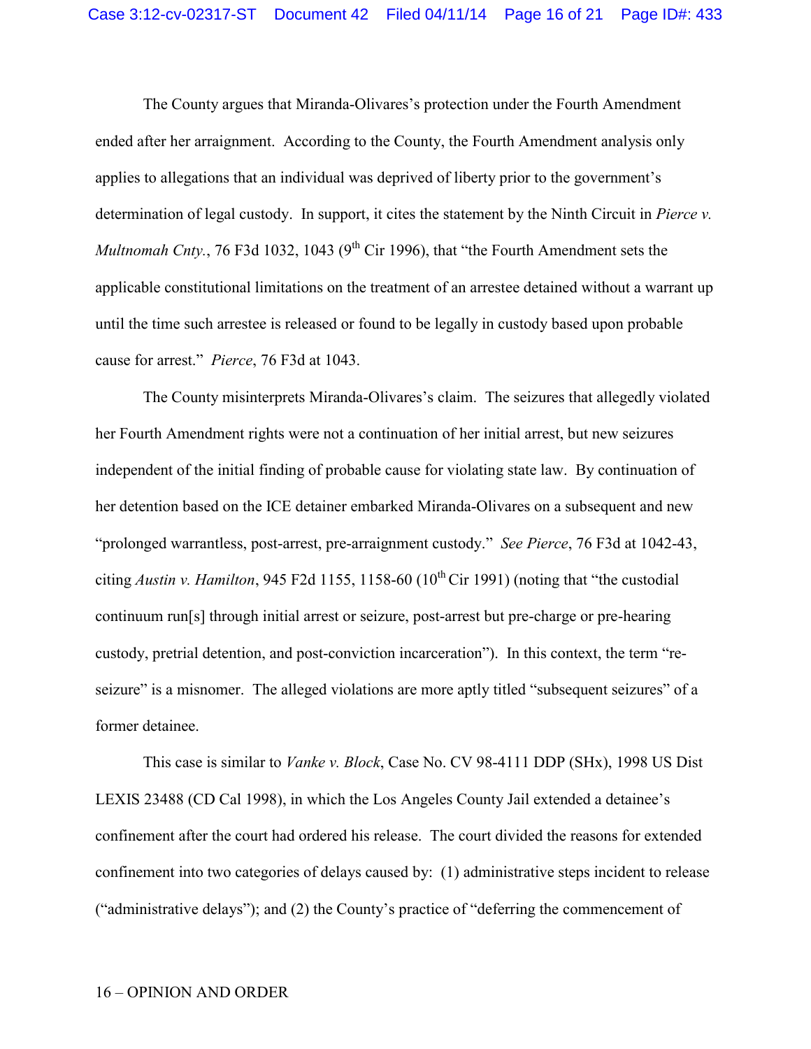The County argues that Miranda-Olivares's protection under the Fourth Amendment ended after her arraignment. According to the County, the Fourth Amendment analysis only applies to allegations that an individual was deprived of liberty prior to the government's determination of legal custody. In support, it cites the statement by the Ninth Circuit in *Pierce v. Multnomah Cnty.*, 76 F3d 1032, 1043 (9th Cir 1996), that "the Fourth Amendment sets the applicable constitutional limitations on the treatment of an arrestee detained without a warrant up until the time such arrestee is released or found to be legally in custody based upon probable cause for arrest." *Pierce*, 76 F3d at 1043.

The County misinterprets Miranda-Olivares's claim. The seizures that allegedly violated her Fourth Amendment rights were not a continuation of her initial arrest, but new seizures independent of the initial finding of probable cause for violating state law. By continuation of her detention based on the ICE detainer embarked Miranda-Olivares on a subsequent and new "prolonged warrantless, post-arrest, pre-arraignment custody." *See Pierce*, 76 F3d at 1042-43, citing *Austin v. Hamilton*, 945 F2d 1155, 1158-60 (10th Cir 1991) (noting that "the custodial continuum run[s] through initial arrest or seizure, post-arrest but pre-charge or pre-hearing custody, pretrial detention, and post-conviction incarceration"). In this context, the term "re-seizure" is a misnomer. The alleged violations are more aptly titled "subsequent seizures" of a former detainee.

This case is similar to *Vanke v. Block*, Case No. CV 98-4111 DDP (SHx), 1998 US Dist LEXIS 23488 (CD Cal 1998), in which the Los Angeles County Jail extended a detainee's confinement after the court had ordered his release. The court divided the reasons for extended confinement into two categories of delays caused by: (1) administrative steps incident to release ("administrative delays"); and (2) the County's practice of "deferring the commencement of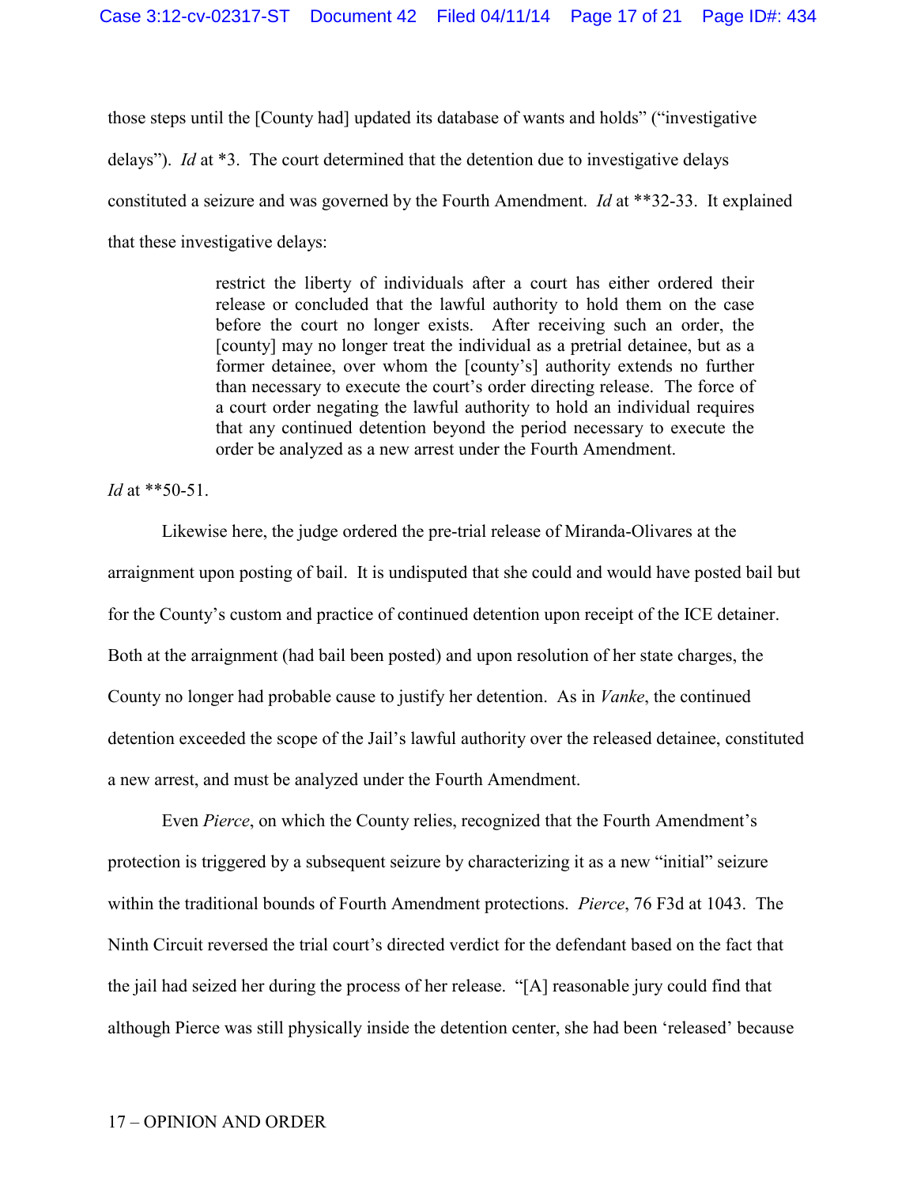those steps until the [County had] updated its database of wants and holds" ("investigative delays"). *Id* at *3. The court determined that the detention due to investigative delays constituted a seizure and was governed by the Fourth Amendment. *Id* at **32-33. It explained that these investigative delays:

> restrict the liberty of individuals after a court has either ordered their release or concluded that the lawful authority to hold them on the case before the court no longer exists. After receiving such an order, the [county] may no longer treat the individual as a pretrial detainee, but as a former detainee, over whom the [county's] authority extends no further than necessary to execute the court's order directing release. The force of a court order negating the lawful authority to hold an individual requires that any continued detention beyond the period necessary to execute the order be analyzed as a new arrest under the Fourth Amendment.

*Id* at **50-51.

Likewise here, the judge ordered the pre-trial release of Miranda-Olivares at the arraignment upon posting of bail. It is undisputed that she could and would have posted bail but for the County's custom and practice of continued detention upon receipt of the ICE detainer. Both at the arraignment (had bail been posted) and upon resolution of her state charges, the County no longer had probable cause to justify her detention. As in *Vanke*, the continued detention exceeded the scope of the Jail's lawful authority over the released detainee, constituted a new arrest, and must be analyzed under the Fourth Amendment.

Even *Pierce*, on which the County relies, recognized that the Fourth Amendment's protection is triggered by a subsequent seizure by characterizing it as a new "initial" seizure within the traditional bounds of Fourth Amendment protections. *Pierce*, 76 F3d at 1043. The Ninth Circuit reversed the trial court's directed verdict for the defendant based on the fact that the jail had seized her during the process of her release. "[A] reasonable jury could find that although Pierce was still physically inside the detention center, she had been 'released' because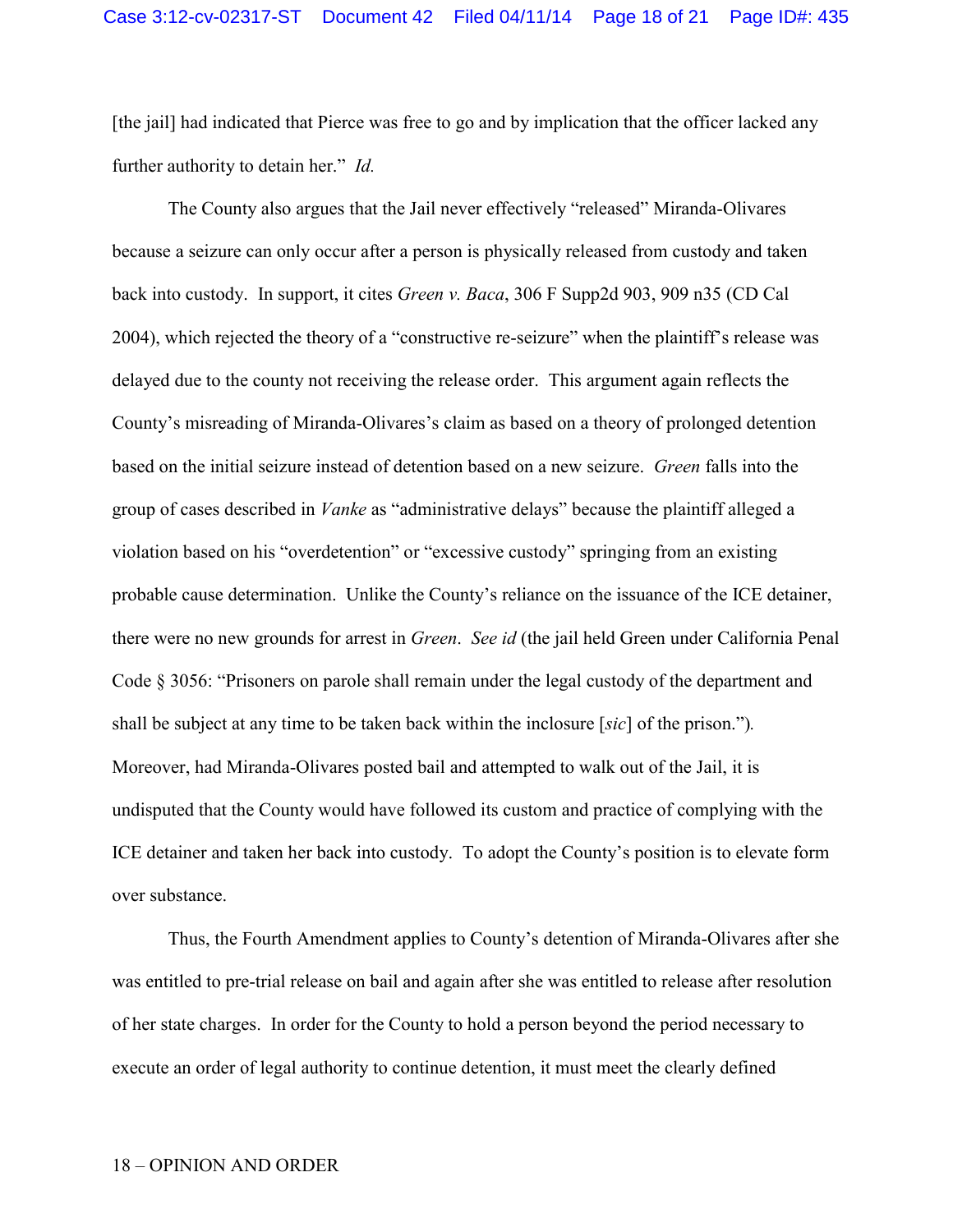[the jail] had indicated that Pierce was free to go and by implication that the officer lacked any further authority to detain her." *Id.*

The County also argues that the Jail never effectively "released" Miranda-Olivares because a seizure can only occur after a person is physically released from custody and taken back into custody. In support, it cites *Green v. Baca*, 306 F Supp2d 903, 909 n35 (CD Cal 2004), which rejected the theory of a "constructive re-seizure" when the plaintiff's release was delayed due to the county not receiving the release order. This argument again reflects the County's misreading of Miranda-Olivares's claim as based on a theory of prolonged detention based on the initial seizure instead of detention based on a new seizure. *Green* falls into the group of cases described in *Vanke* as "administrative delays" because the plaintiff alleged a violation based on his "overdetention" or "excessive custody" springing from an existing probable cause determination. Unlike the County's reliance on the issuance of the ICE detainer, there were no new grounds for arrest in *Green*. *See id* (the jail held Green under California Penal Code § 3056: "Prisoners on parole shall remain under the legal custody of the department and shall be subject at any time to be taken back within the inclosure [*sic*] of the prison."). Moreover, had Miranda-Olivares posted bail and attempted to walk out of the Jail, it is undisputed that the County would have followed its custom and practice of complying with the ICE detainer and taken her back into custody. To adopt the County's position is to elevate form over substance.

Thus, the Fourth Amendment applies to County's detention of Miranda-Olivares after she was entitled to pre-trial release on bail and again after she was entitled to release after resolution of her state charges. In order for the County to hold a person beyond the period necessary to execute an order of legal authority to continue detention, it must meet the clearly defined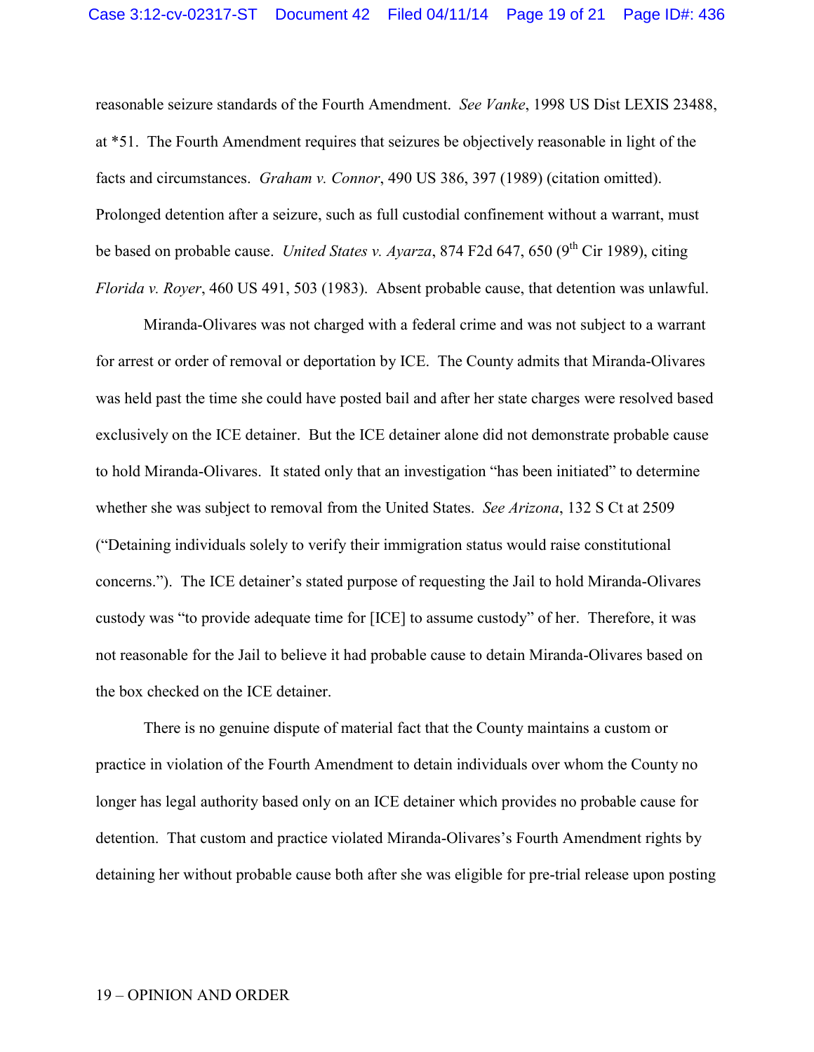reasonable seizure standards of the Fourth Amendment. *See Vanke*, 1998 US Dist LEXIS 23488, at *51. The Fourth Amendment requires that seizures be objectively reasonable in light of the facts and circumstances. *Graham v. Connor*, 490 US 386, 397 (1989) (citation omitted). Prolonged detention after a seizure, such as full custodial confinement without a warrant, must be based on probable cause. *United States v. Ayarza*, 874 F2d 647, 650 (9th Cir 1989), citing *Florida v. Royer*, 460 US 491, 503 (1983). Absent probable cause, that detention was unlawful.

Miranda-Olivares was not charged with a federal crime and was not subject to a warrant for arrest or order of removal or deportation by ICE. The County admits that Miranda-Olivares was held past the time she could have posted bail and after her state charges were resolved based exclusively on the ICE detainer. But the ICE detainer alone did not demonstrate probable cause to hold Miranda-Olivares. It stated only that an investigation "has been initiated" to determine whether she was subject to removal from the United States. *See Arizona*, 132 S Ct at 2509 ("Detaining individuals solely to verify their immigration status would raise constitutional concerns."). The ICE detainer's stated purpose of requesting the Jail to hold Miranda-Olivares custody was "to provide adequate time for [ICE] to assume custody" of her. Therefore, it was not reasonable for the Jail to believe it had probable cause to detain Miranda-Olivares based on the box checked on the ICE detainer.

There is no genuine dispute of material fact that the County maintains a custom or practice in violation of the Fourth Amendment to detain individuals over whom the County no longer has legal authority based only on an ICE detainer which provides no probable cause for detention. That custom and practice violated Miranda-Olivares's Fourth Amendment rights by detaining her without probable cause both after she was eligible for pre-trial release upon posting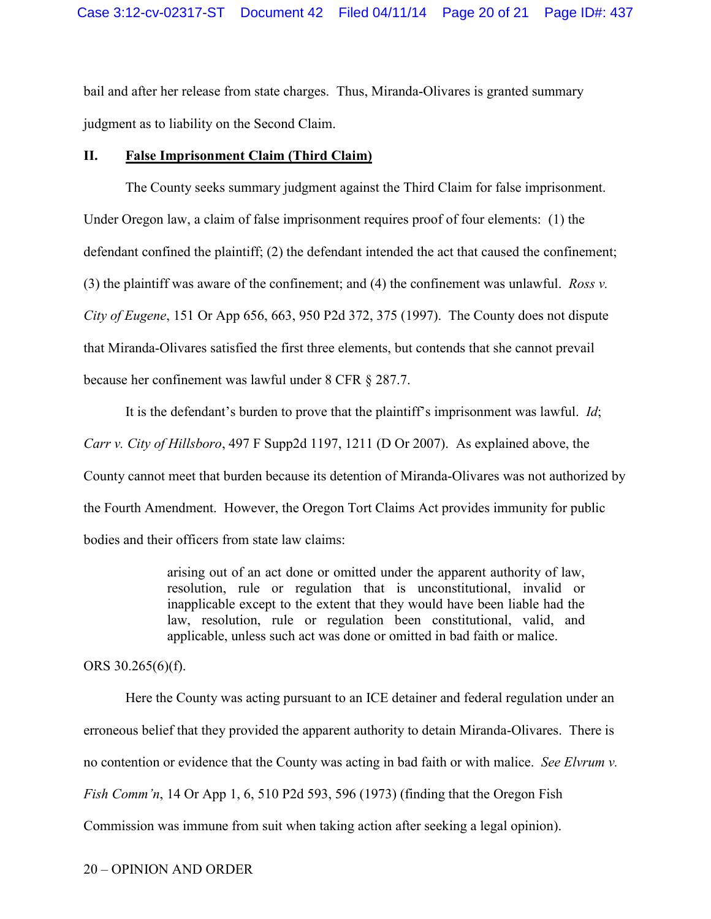bail and after her release from state charges. Thus, Miranda-Olivares is granted summary judgment as to liability on the Second Claim.

## II. False Imprisonment Claim (Third Claim)

The County seeks summary judgment against the Third Claim for false imprisonment. Under Oregon law, a claim of false imprisonment requires proof of four elements: (1) the defendant confined the plaintiff; (2) the defendant intended the act that caused the confinement; (3) the plaintiff was aware of the confinement; and (4) the confinement was unlawful. *Ross v. City of Eugene*, 151 Or App 656, 663, 950 P2d 372, 375 (1997). The County does not dispute that Miranda-Olivares satisfied the first three elements, but contends that she cannot prevail because her confinement was lawful under 8 CFR § 287.7.

It is the defendant's burden to prove that the plaintiff's imprisonment was lawful. *Id*; *Carr v. City of Hillsboro*, 497 F Supp2d 1197, 1211 (D Or 2007). As explained above, the County cannot meet that burden because its detention of Miranda-Olivares was not authorized by the Fourth Amendment. However, the Oregon Tort Claims Act provides immunity for public bodies and their officers from state law claims:

> arising out of an act done or omitted under the apparent authority of law, resolution, rule or regulation that is unconstitutional, invalid or inapplicable except to the extent that they would have been liable had the law, resolution, rule or regulation been constitutional, valid, and applicable, unless such act was done or omitted in bad faith or malice.

ORS 30.265(6)(f).

Here the County was acting pursuant to an ICE detainer and federal regulation under an erroneous belief that they provided the apparent authority to detain Miranda-Olivares. There is no contention or evidence that the County was acting in bad faith or with malice. *See Elvrum v. Fish Comm'n*, 14 Or App 1, 6, 510 P2d 593, 596 (1973) (finding that the Oregon Fish Commission was immune from suit when taking action after seeking a legal opinion).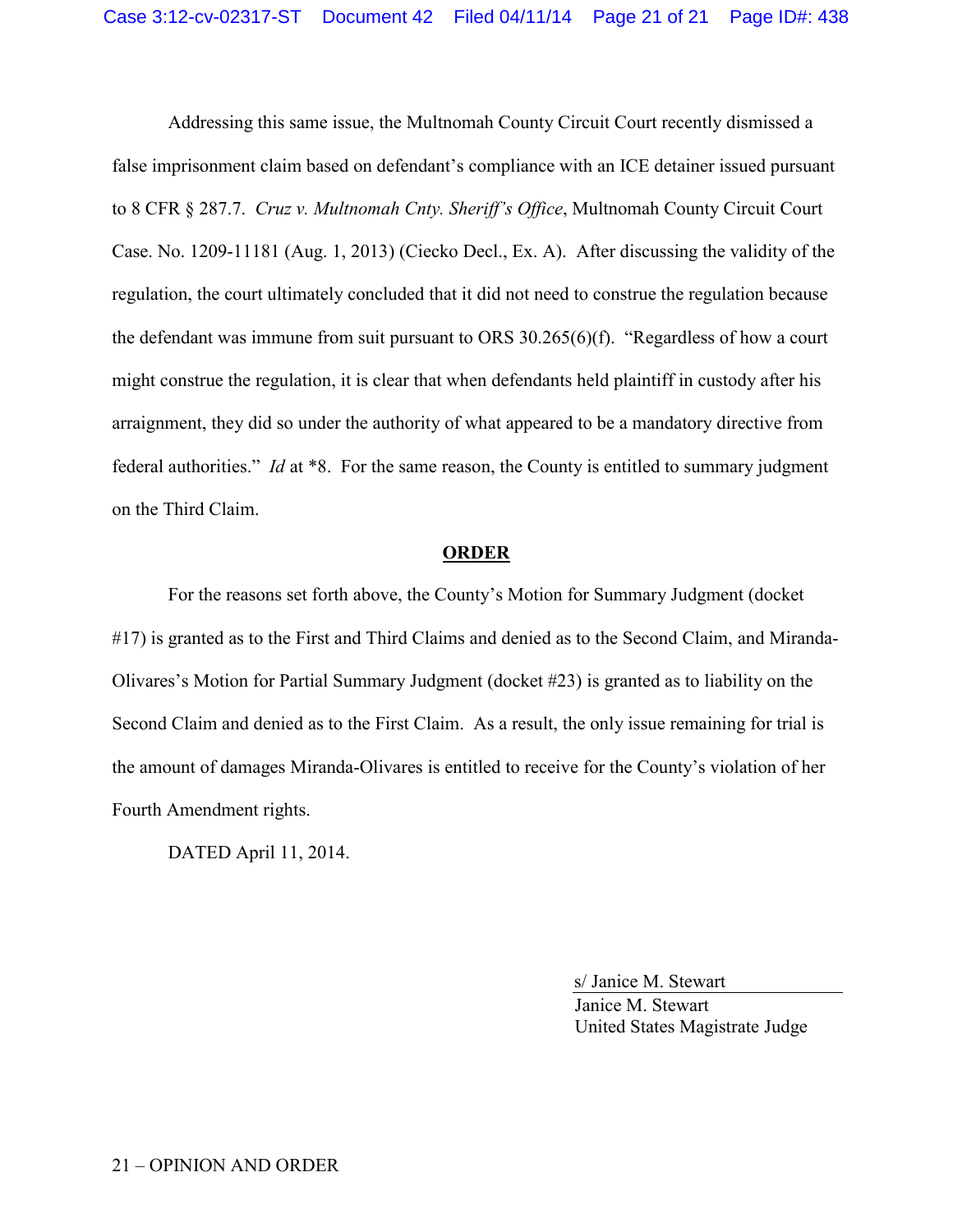Addressing this same issue, the Multnomah County Circuit Court recently dismissed a false imprisonment claim based on defendant's compliance with an ICE detainer issued pursuant to 8 CFR § 287.7. *Cruz v. Multnomah Cnty. Sheriff's Office*, Multnomah County Circuit Court Case. No. 1209-11181 (Aug. 1, 2013) (Ciecko Decl., Ex. A). After discussing the validity of the regulation, the court ultimately concluded that it did not need to construe the regulation because the defendant was immune from suit pursuant to ORS 30.265(6)(f). "Regardless of how a court might construe the regulation, it is clear that when defendants held plaintiff in custody after his arraignment, they did so under the authority of what appeared to be a mandatory directive from federal authorities." *Id* at *8. For the same reason, the County is entitled to summary judgment on the Third Claim.

## ORDER

For the reasons set forth above, the County's Motion for Summary Judgment (docket #17) is granted as to the First and Third Claims and denied as to the Second Claim, and Miranda-Olivares's Motion for Partial Summary Judgment (docket #23) is granted as to liability on the Second Claim and denied as to the First Claim. As a result, the only issue remaining for trial is the amount of damages Miranda-Olivares is entitled to receive for the County's violation of her Fourth Amendment rights.

DATED April 11, 2014.

s/ Janice M. Stewart
Janice M. Stewart
United States Magistrate Judge

21 – OPINION AND ORDER